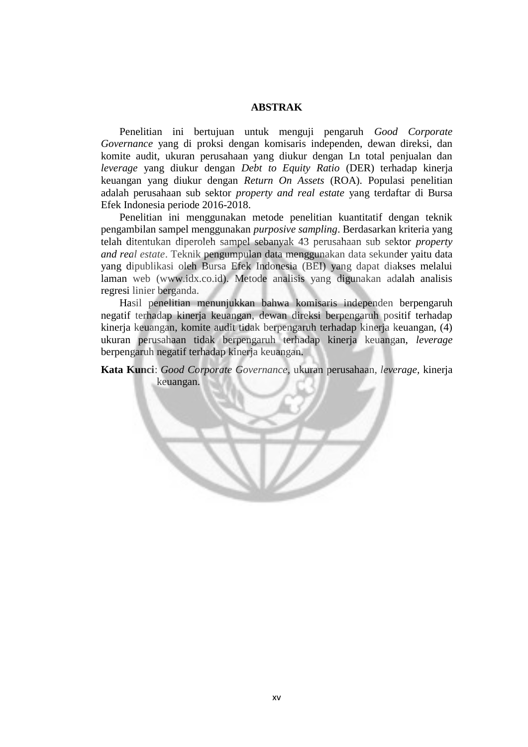# ABSTRAK

Penelitian ini bertujuan untuk menguji pengaruh *Good Corporate Governance* yang di proksi dengan komisaris independen, dewan direksi, dan komite audit, ukuran perusahaan yang diukur dengan Ln total penjualan dan *leverage* yang diukur dengan *Debt to Equity Ratio* (DER) terhadap kinerja keuangan yang diukur dengan *Return On Assets* (ROA). Populasi penelitian adalah perusahaan sub sektor *property and real estate* yang terdaftar di Bursa Efek Indonesia periode 2016-2018.

Penelitian ini menggunakan metode penelitian kuantitatif dengan teknik pengambilan sampel menggunakan *purposive sampling*. Berdasarkan kriteria yang telah ditentukan diperoleh sampel sebanyak 43 perusahaan sub sektor *property and real estate*. Teknik pengumpulan data menggunakan data sekunder yaitu data yang dipublikasi oleh Bursa Efek Indonesia (BEI) yang dapat diakses melalui laman web (www.idx.co.id). Metode analisis yang digunakan adalah analisis regresi linier berganda.

Hasil penelitian menunjukkan bahwa komisaris independen berpengaruh negatif terhadap kinerja keuangan, dewan direksi berpengaruh positif terhadap kinerja keuangan, komite audit tidak berpengaruh terhadap kinerja keuangan, (4) ukuran perusahaan tidak berpengaruh terhadap kinerja keuangan, *leverage* berpengaruh negatif terhadap kinerja keuangan.

**Kata Kunci**: *Good Corporate Governance*, ukuran perusahaan, *leverage*, kinerja keuangan.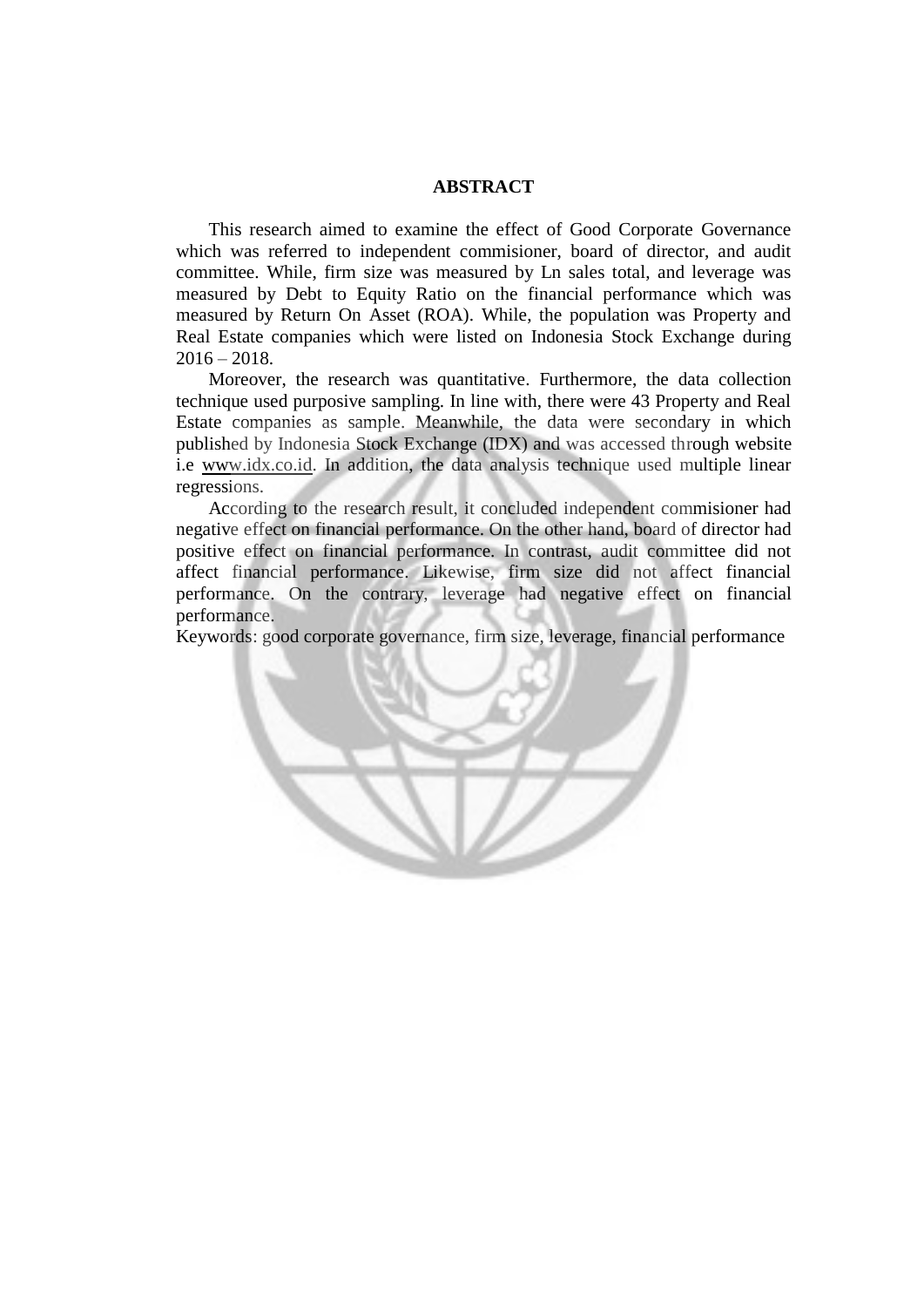# ABSTRACT

This research aimed to examine the effect of Good Corporate Governance which was referred to independent commisioner, board of director, and audit committee. While, firm size was measured by Ln sales total, and leverage was measured by Debt to Equity Ratio on the financial performance which was measured by Return On Asset (ROA). While, the population was Property and Real Estate companies which were listed on Indonesia Stock Exchange during 2016 – 2018.

Moreover, the research was quantitative. Furthermore, the data collection technique used purposive sampling. In line with, there were 43 Property and Real Estate companies as sample. Meanwhile, the data were secondary in which published by Indonesia Stock Exchange (IDX) and was accessed through website i.e www.idx.co.id. In addition, the data analysis technique used multiple linear regressions.

According to the research result, it concluded independent commisioner had negative effect on financial performance. On the other hand, board of director had positive effect on financial performance. In contrast, audit committee did not affect financial performance. Likewise, firm size did not affect financial performance. On the contrary, leverage had negative effect on financial performance.

Keywords: good corporate governance, firm size, leverage, financial performance